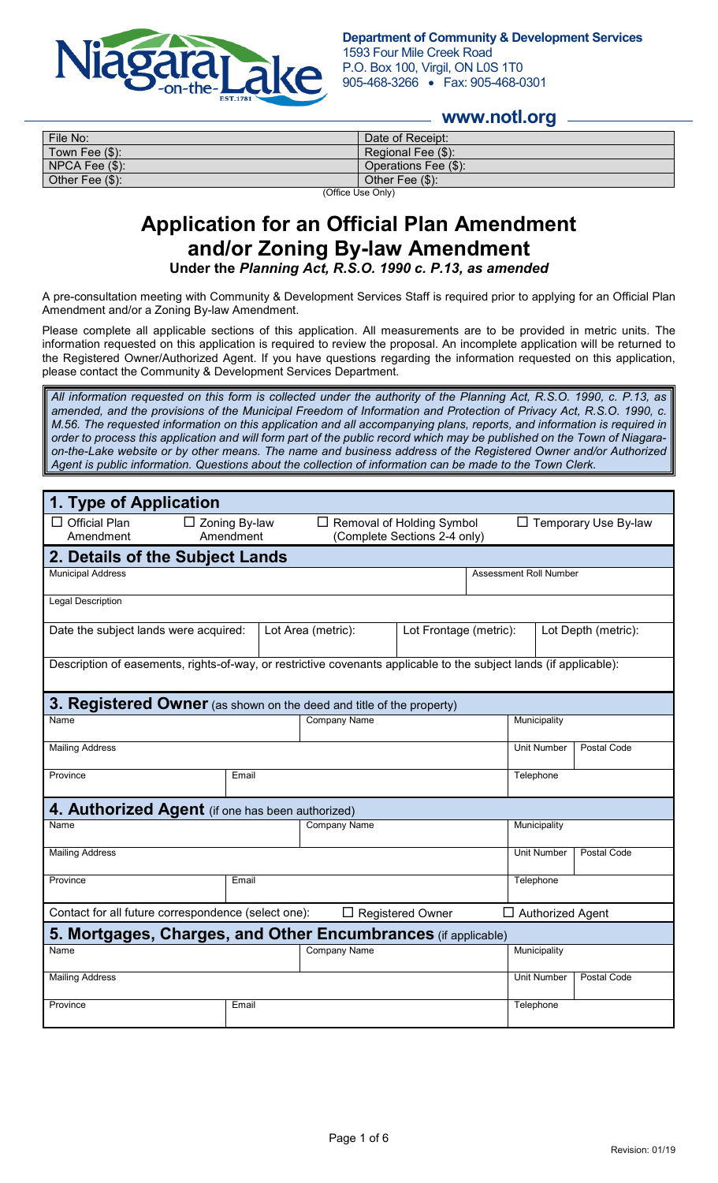**Department of Community & Development Services**
1593 Four Mile Creek Road
P.O. Box 100, Virgil, ON L0S 1T0
905-468-3266 • Fax: 905-468-0301

**www.notl.org**

| File No: | Date of Receipt: |
|---|---|
| Town Fee ($): | Regional Fee ($): |
| NPCA Fee ($): | Operations Fee ($): |
| Other Fee ($): | Other Fee ($): |

(Office Use Only)

# Application for an Official Plan Amendment and/or Zoning By-law Amendment

**Under the *Planning Act, R.S.O. 1990 c. P.13, as amended***

A pre-consultation meeting with Community & Development Services Staff is required prior to applying for an Official Plan Amendment and/or a Zoning By-law Amendment.

Please complete all applicable sections of this application. All measurements are to be provided in metric units. The information requested on this application is required to review the proposal. An incomplete application will be returned to the Registered Owner/Authorized Agent. If you have questions regarding the information requested on this application, please contact the Community & Development Services Department.

*All information requested on this form is collected under the authority of the Planning Act, R.S.O. 1990, c. P.13, as amended, and the provisions of the Municipal Freedom of Information and Protection of Privacy Act, R.S.O. 1990, c. M.56. The requested information on this application and all accompanying plans, reports, and information is required in order to process this application and will form part of the public record which may be published on the Town of Niagara-on-the-Lake website or by other means. The name and business address of the Registered Owner and/or Authorized Agent is public information. Questions about the collection of information can be made to the Town Clerk.*

## 1. Type of Application

| ☐ Official Plan Amendment | ☐ Zoning By-law Amendment | ☐ Removal of Holding Symbol (Complete Sections 2-4 only) | ☐ Temporary Use By-law |
|---|---|---|---|

## 2. Details of the Subject Lands

| Municipal Address | | | Assessment Roll Number |
|---|---|---|---|
| Legal Description | | | |
| Date the subject lands were acquired: | Lot Area (metric): | Lot Frontage (metric): | Lot Depth (metric): |
| Description of easements, rights-of-way, or restrictive covenants applicable to the subject lands (if applicable): | | | |

## 3. Registered Owner (as shown on the deed and title of the property)

| Name | Company Name | Municipality | |
|---|---|---|---|
| Mailing Address | | Unit Number | Postal Code |
| Province | Email | Telephone | |

## 4. Authorized Agent (if one has been authorized)

| Name | Company Name | Municipality | |
|---|---|---|---|
| Mailing Address | | Unit Number | Postal Code |
| Province | Email | Telephone | |

Contact for all future correspondence (select one): ☐ Registered Owner ☐ Authorized Agent

## 5. Mortgages, Charges, and Other Encumbrances (if applicable)

| Name | Company Name | Municipality | |
|---|---|---|---|
| Mailing Address | | Unit Number | Postal Code |
| Province | Email | Telephone | |

Revision: 01/19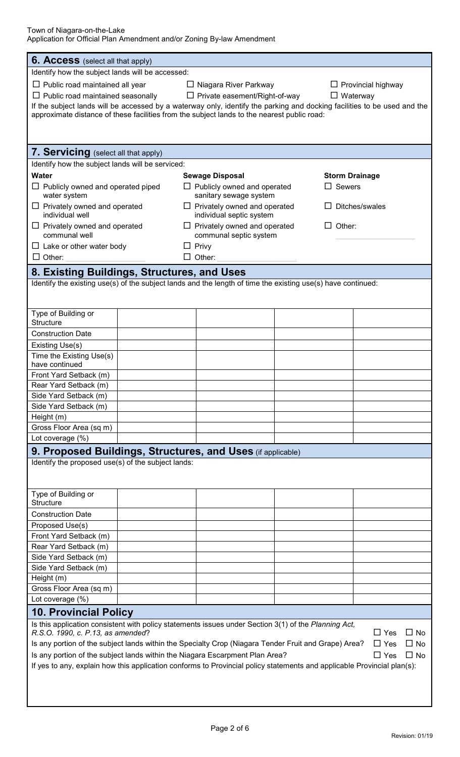## 6. Access (select all that apply)

Identify how the subject lands will be accessed:

☐ Public road maintained all year ☐ Niagara River Parkway ☐ Provincial highway

☐ Public road maintained seasonally ☐ Private easement/Right-of-way ☐ Waterway

If the subject lands will be accessed by a waterway only, identify the parking and docking facilities to be used and the approximate distance of these facilities from the subject lands to the nearest public road:

## 7. Servicing (select all that apply)

Identify how the subject lands will be serviced:

| Water | Sewage Disposal | Storm Drainage |
|---|---|---|
| ☐ Publicly owned and operated piped water system | ☐ Publicly owned and operated sanitary sewage system | ☐ Sewers |
| ☐ Privately owned and operated individual well | ☐ Privately owned and operated individual septic system | ☐ Ditches/swales |
| ☐ Privately owned and operated communal well | ☐ Privately owned and operated communal septic system | ☐ Other: |
| ☐ Lake or other water body | ☐ Privy | |
| ☐ Other: | ☐ Other: | |

## 8. Existing Buildings, Structures, and Uses

Identify the existing use(s) of the subject lands and the length of time the existing use(s) have continued:

| Type of Building or Structure | | | | |
|---|---|---|---|---|
| Construction Date | | | | |
| Existing Use(s) | | | | |
| Time the Existing Use(s) have continued | | | | |
| Front Yard Setback (m) | | | | |
| Rear Yard Setback (m) | | | | |
| Side Yard Setback (m) | | | | |
| Side Yard Setback (m) | | | | |
| Height (m) | | | | |
| Gross Floor Area (sq m) | | | | |
| Lot coverage (%) | | | | |

## 9. Proposed Buildings, Structures, and Uses (if applicable)

Identify the proposed use(s) of the subject lands:

| Type of Building or Structure | | | | |
|---|---|---|---|---|
| Construction Date | | | | |
| Proposed Use(s) | | | | |
| Front Yard Setback (m) | | | | |
| Rear Yard Setback (m) | | | | |
| Side Yard Setback (m) | | | | |
| Side Yard Setback (m) | | | | |
| Height (m) | | | | |
| Gross Floor Area (sq m) | | | | |
| Lot coverage (%) | | | | |

## 10. Provincial Policy

Is this application consistent with policy statements issues under Section 3(1) of the *Planning Act, R.S.O. 1990, c. P.13, as amended*? ☐ Yes ☐ No

Is any portion of the subject lands within the Specialty Crop (Niagara Tender Fruit and Grape) Area? ☐ Yes ☐ No

Is any portion of the subject lands within the Niagara Escarpment Plan Area? ☐ Yes ☐ No

If yes to any, explain how this application conforms to Provincial policy statements and applicable Provincial plan(s):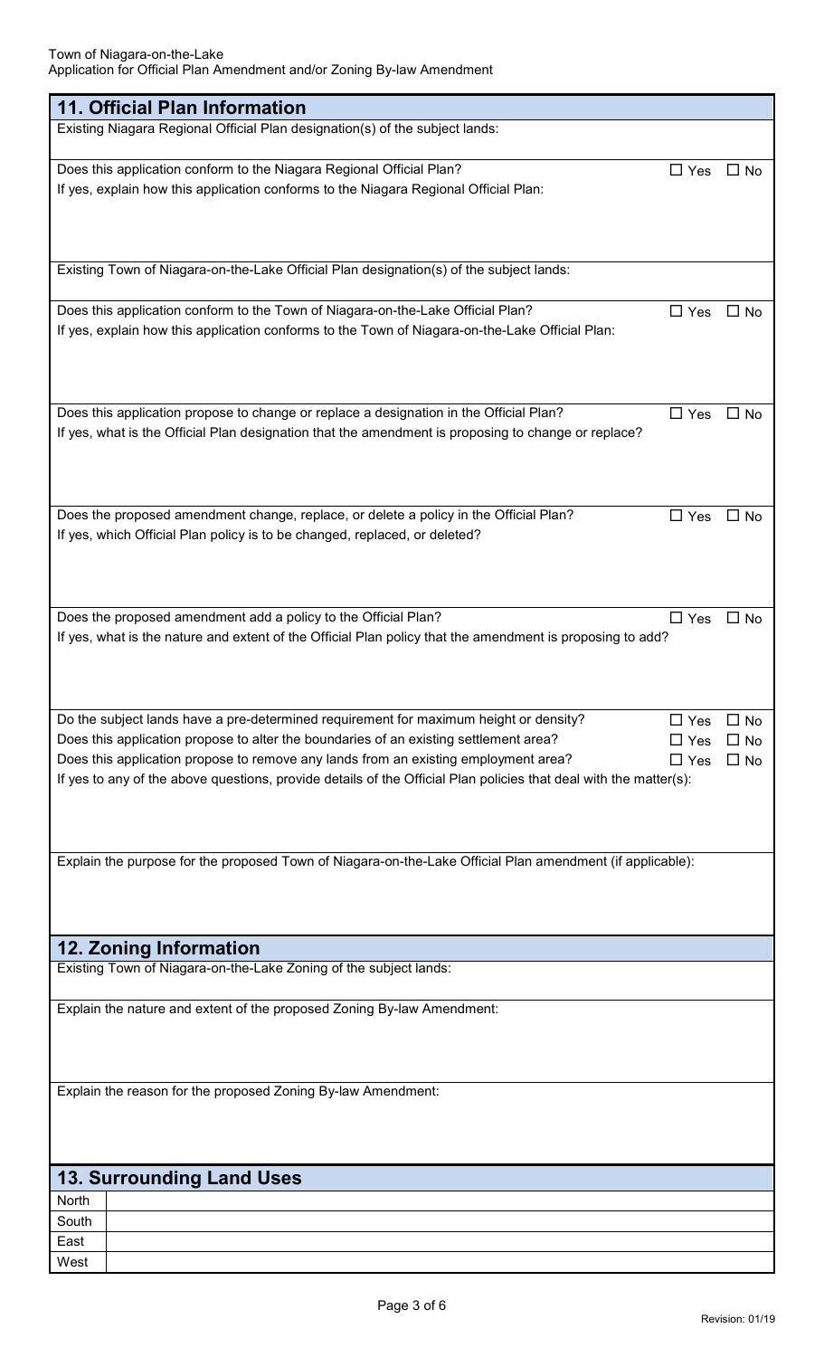## 11. Official Plan Information

Existing Niagara Regional Official Plan designation(s) of the subject lands:

Does this application conform to the Niagara Regional Official Plan? ☐ Yes ☐ No

If yes, explain how this application conforms to the Niagara Regional Official Plan:

Existing Town of Niagara-on-the-Lake Official Plan designation(s) of the subject lands:

Does this application conform to the Town of Niagara-on-the-Lake Official Plan? ☐ Yes ☐ No

If yes, explain how this application conforms to the Town of Niagara-on-the-Lake Official Plan:

Does this application propose to change or replace a designation in the Official Plan? ☐ Yes ☐ No

If yes, what is the Official Plan designation that the amendment is proposing to change or replace?

Does the proposed amendment change, replace, or delete a policy in the Official Plan? ☐ Yes ☐ No

If yes, which Official Plan policy is to be changed, replaced, or deleted?

Does the proposed amendment add a policy to the Official Plan? ☐ Yes ☐ No

If yes, what is the nature and extent of the Official Plan policy that the amendment is proposing to add?

Do the subject lands have a pre-determined requirement for maximum height or density? ☐ Yes ☐ No

Does this application propose to alter the boundaries of an existing settlement area? ☐ Yes ☐ No

Does this application propose to remove any lands from an existing employment area? ☐ Yes ☐ No

If yes to any of the above questions, provide details of the Official Plan policies that deal with the matter(s):

Explain the purpose for the proposed Town of Niagara-on-the-Lake Official Plan amendment (if applicable):

## 12. Zoning Information

Existing Town of Niagara-on-the-Lake Zoning of the subject lands:

Explain the nature and extent of the proposed Zoning By-law Amendment:

Explain the reason for the proposed Zoning By-law Amendment:

## 13. Surrounding Land Uses

| | |
|---|---|
| North | |
| South | |
| East | |
| West | |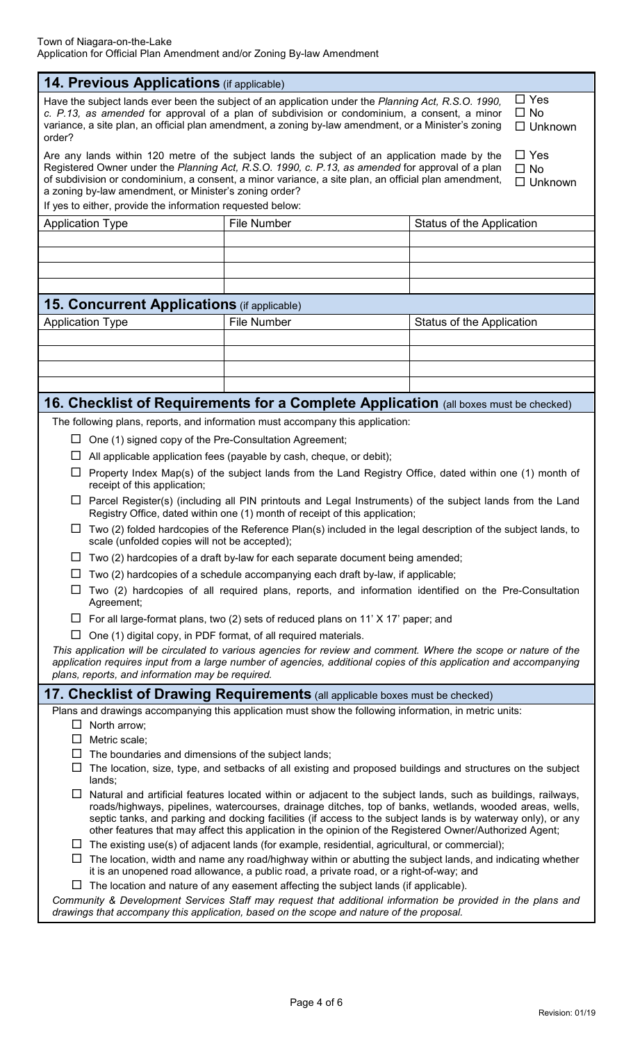## 14. Previous Applications (if applicable)

Have the subject lands ever been the subject of an application under the *Planning Act, R.S.O. 1990, c. P.13, as amended* for approval of a plan of subdivision or condominium, a consent, a minor variance, a site plan, an official plan amendment, a zoning by-law amendment, or a Minister's zoning order?

☐ Yes
☐ No
☐ Unknown

Are any lands within 120 metre of the subject lands the subject of an application made by the Registered Owner under the *Planning Act, R.S.O. 1990, c. P.13, as amended* for approval of a plan of subdivision or condominium, a consent, a minor variance, a site plan, an official plan amendment, a zoning by-law amendment, or Minister's zoning order?

☐ Yes
☐ No
☐ Unknown

If yes to either, provide the information requested below:

| Application Type | File Number | Status of the Application |
|---|---|---|
| | | |
| | | |
| | | |
| | | |

## 15. Concurrent Applications (if applicable)

| Application Type | File Number | Status of the Application |
|---|---|---|
| | | |
| | | |
| | | |
| | | |

## 16. Checklist of Requirements for a Complete Application (all boxes must be checked)

The following plans, reports, and information must accompany this application:

- ☐ One (1) signed copy of the Pre-Consultation Agreement;
- ☐ All applicable application fees (payable by cash, cheque, or debit);
- ☐ Property Index Map(s) of the subject lands from the Land Registry Office, dated within one (1) month of receipt of this application;
- ☐ Parcel Register(s) (including all PIN printouts and Legal Instruments) of the subject lands from the Land Registry Office, dated within one (1) month of receipt of this application;
- ☐ Two (2) folded hardcopies of the Reference Plan(s) included in the legal description of the subject lands, to scale (unfolded copies will not be accepted);
- ☐ Two (2) hardcopies of a draft by-law for each separate document being amended;
- ☐ Two (2) hardcopies of a schedule accompanying each draft by-law, if applicable;
- ☐ Two (2) hardcopies of all required plans, reports, and information identified on the Pre-Consultation Agreement;
- ☐ For all large-format plans, two (2) sets of reduced plans on 11' X 17' paper; and
- ☐ One (1) digital copy, in PDF format, of all required materials.

*This application will be circulated to various agencies for review and comment. Where the scope or nature of the application requires input from a large number of agencies, additional copies of this application and accompanying plans, reports, and information may be required.*

## 17. Checklist of Drawing Requirements (all applicable boxes must be checked)

Plans and drawings accompanying this application must show the following information, in metric units:

- ☐ North arrow;
- ☐ Metric scale;
- ☐ The boundaries and dimensions of the subject lands;
- ☐ The location, size, type, and setbacks of all existing and proposed buildings and structures on the subject lands;
- ☐ Natural and artificial features located within or adjacent to the subject lands, such as buildings, railways, roads/highways, pipelines, watercourses, drainage ditches, top of banks, wetlands, wooded areas, wells, septic tanks, and parking and docking facilities (if access to the subject lands is by waterway only), or any other features that may affect this application in the opinion of the Registered Owner/Authorized Agent;
- ☐ The existing use(s) of adjacent lands (for example, residential, agricultural, or commercial);
- ☐ The location, width and name any road/highway within or abutting the subject lands, and indicating whether it is an unopened road allowance, a public road, a private road, or a right-of-way; and
- ☐ The location and nature of any easement affecting the subject lands (if applicable).

*Community & Development Services Staff may request that additional information be provided in the plans and drawings that accompany this application, based on the scope and nature of the proposal.*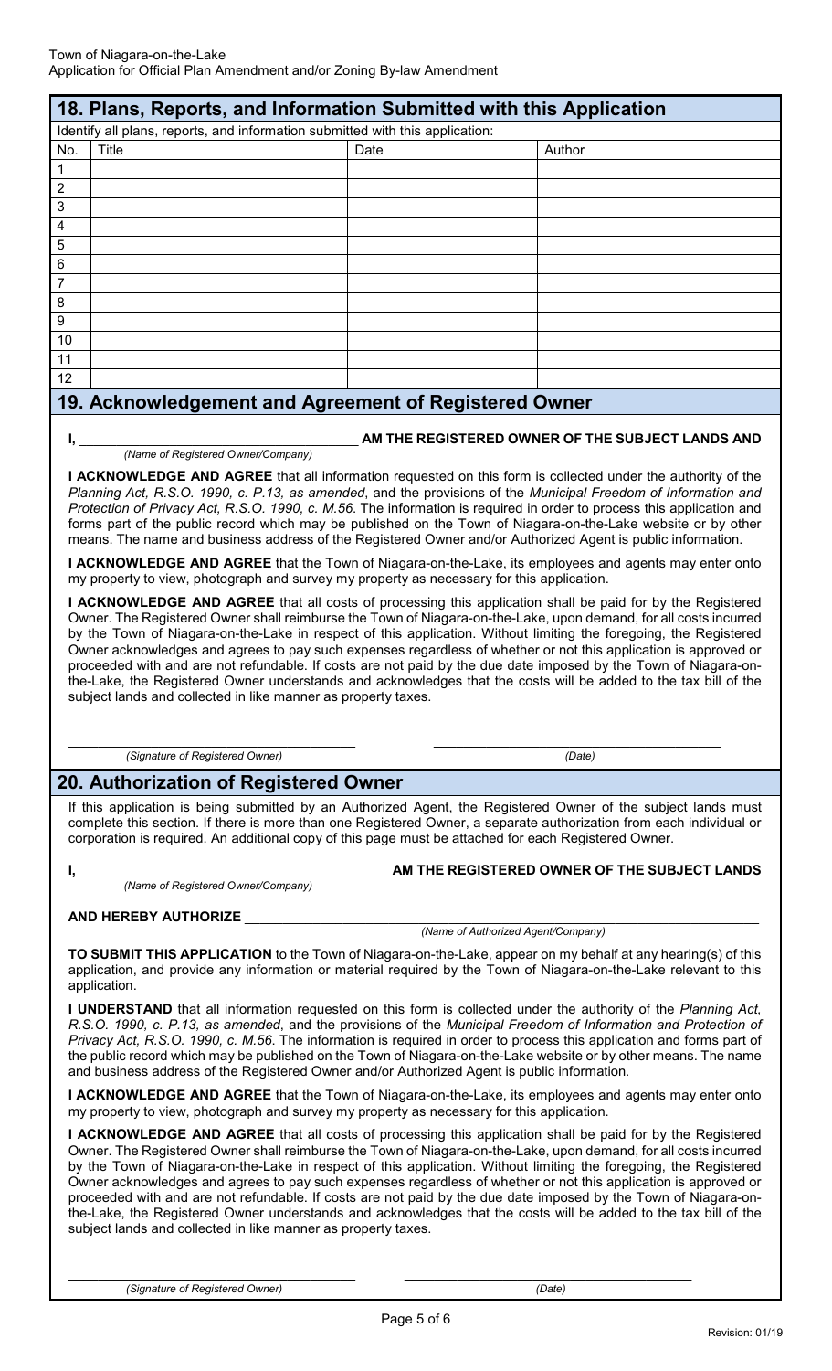## 18. Plans, Reports, and Information Submitted with this Application

Identify all plans, reports, and information submitted with this application:

| No. | Title | Date | Author |
|---|---|---|---|
| 1 | | | |
| 2 | | | |
| 3 | | | |
| 4 | | | |
| 5 | | | |
| 6 | | | |
| 7 | | | |
| 8 | | | |
| 9 | | | |
| 10 | | | |
| 11 | | | |
| 12 | | | |

## 19. Acknowledgement and Agreement of Registered Owner

**I,** ________________________________ **AM THE REGISTERED OWNER OF THE SUBJECT LANDS AND**

*(Name of Registered Owner/Company)*

**I ACKNOWLEDGE AND AGREE** that all information requested on this form is collected under the authority of the *Planning Act, R.S.O. 1990, c. P.13, as amended*, and the provisions of the *Municipal Freedom of Information and Protection of Privacy Act, R.S.O. 1990, c. M.56*. The information is required in order to process this application and forms part of the public record which may be published on the Town of Niagara-on-the-Lake website or by other means. The name and business address of the Registered Owner and/or Authorized Agent is public information.

**I ACKNOWLEDGE AND AGREE** that the Town of Niagara-on-the-Lake, its employees and agents may enter onto my property to view, photograph and survey my property as necessary for this application.

**I ACKNOWLEDGE AND AGREE** that all costs of processing this application shall be paid for by the Registered Owner. The Registered Owner shall reimburse the Town of Niagara-on-the-Lake, upon demand, for all costs incurred by the Town of Niagara-on-the-Lake in respect of this application. Without limiting the foregoing, the Registered Owner acknowledges and agrees to pay such expenses regardless of whether or not this application is approved or proceeded with and are not refundable. If costs are not paid by the due date imposed by the Town of Niagara-on-the-Lake, the Registered Owner understands and acknowledges that the costs will be added to the tax bill of the subject lands and collected in like manner as property taxes.

________________________________ ________________________________

*(Signature of Registered Owner)* *(Date)*

## 20. Authorization of Registered Owner

If this application is being submitted by an Authorized Agent, the Registered Owner of the subject lands must complete this section. If there is more than one Registered Owner, a separate authorization from each individual or corporation is required. An additional copy of this page must be attached for each Registered Owner.

**I,** ________________________________ **AM THE REGISTERED OWNER OF THE SUBJECT LANDS**

*(Name of Registered Owner/Company)*

**AND HEREBY AUTHORIZE** ________________________________

*(Name of Authorized Agent/Company)*

**TO SUBMIT THIS APPLICATION** to the Town of Niagara-on-the-Lake, appear on my behalf at any hearing(s) of this application, and provide any information or material required by the Town of Niagara-on-the-Lake relevant to this application.

**I UNDERSTAND** that all information requested on this form is collected under the authority of the *Planning Act, R.S.O. 1990, c. P.13, as amended*, and the provisions of the *Municipal Freedom of Information and Protection of Privacy Act, R.S.O. 1990, c. M.56*. The information is required in order to process this application and forms part of the public record which may be published on the Town of Niagara-on-the-Lake website or by other means. The name and business address of the Registered Owner and/or Authorized Agent is public information.

**I ACKNOWLEDGE AND AGREE** that the Town of Niagara-on-the-Lake, its employees and agents may enter onto my property to view, photograph and survey my property as necessary for this application.

**I ACKNOWLEDGE AND AGREE** that all costs of processing this application shall be paid for by the Registered Owner. The Registered Owner shall reimburse the Town of Niagara-on-the-Lake, upon demand, for all costs incurred by the Town of Niagara-on-the-Lake in respect of this application. Without limiting the foregoing, the Registered Owner acknowledges and agrees to pay such expenses regardless of whether or not this application is approved or proceeded with and are not refundable. If costs are not paid by the due date imposed by the Town of Niagara-on-the-Lake, the Registered Owner understands and acknowledges that the costs will be added to the tax bill of the subject lands and collected in like manner as property taxes.

________________________________ ________________________________

*(Signature of Registered Owner)* *(Date)*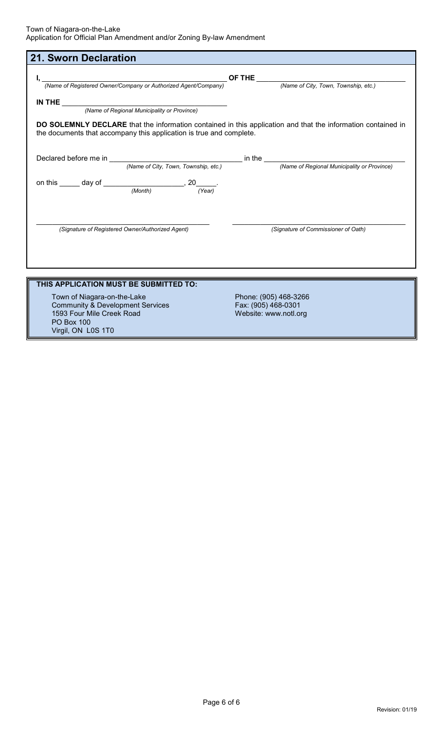## 21. Sworn Declaration

I, ______________________________ OF THE ______________________________
*(Name of Registered Owner/Company or Authorized Agent/Company)* *(Name of City, Town, Township, etc.)*

IN THE ______________________________
*(Name of Regional Municipality or Province)*

**DO SOLEMNLY DECLARE** that the information contained in this application and that the information contained in the documents that accompany this application is true and complete.

Declared before me in ______________________________ in the ______________________________
*(Name of City, Town, Township, etc.)* *(Name of Regional Municipality or Province)*

on this _____ day of ____________________, 20_____.
*(Month)* *(Year)*

______________________________ ______________________________
*(Signature of Registered Owner/Authorized Agent)* *(Signature of Commissioner of Oath)*

**THIS APPLICATION MUST BE SUBMITTED TO:**

Town of Niagara-on-the-Lake
Community & Development Services
1593 Four Mile Creek Road
PO Box 100
Virgil, ON L0S 1T0

Phone: (905) 468-3266
Fax: (905) 468-0301
Website: www.notl.org